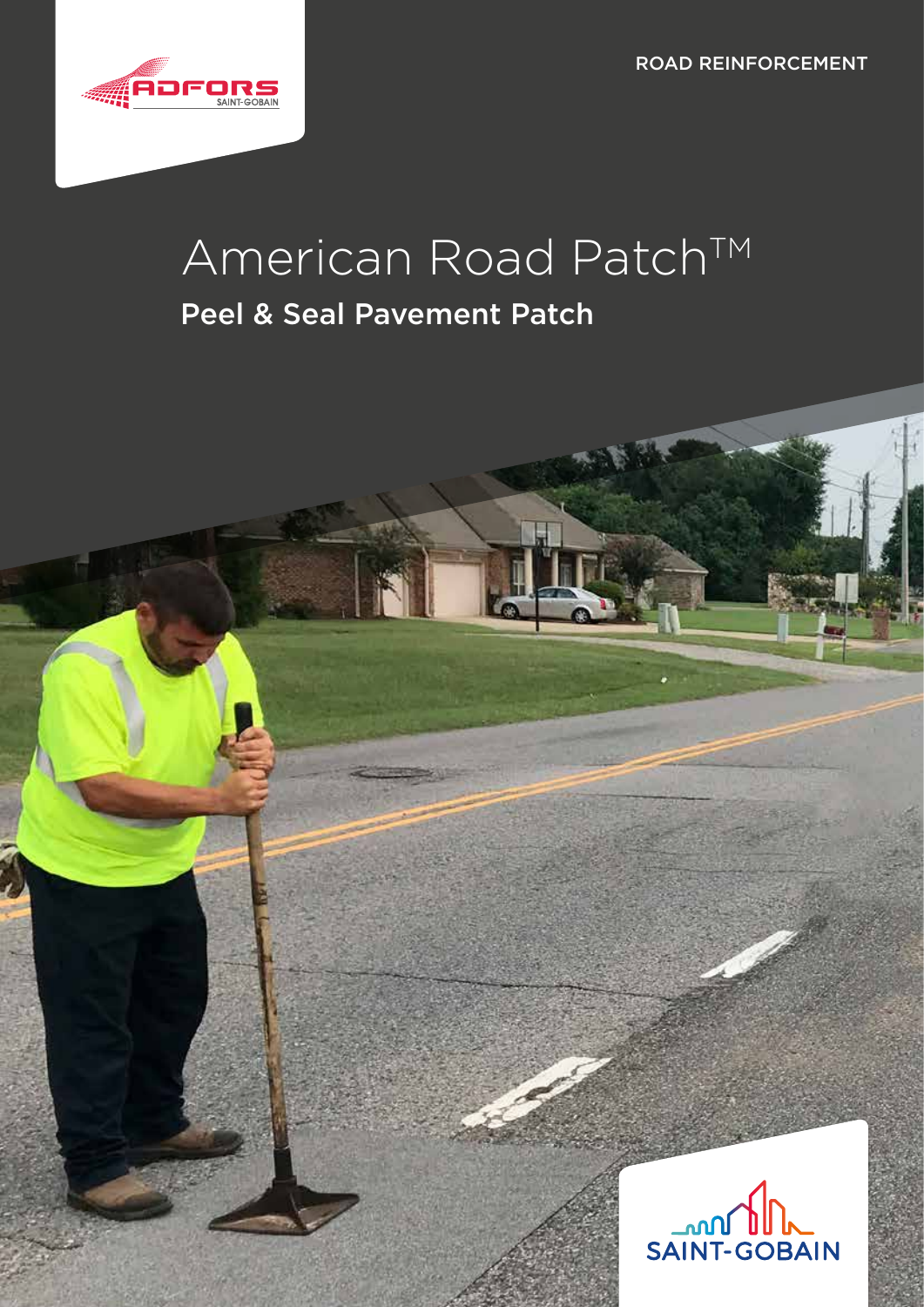ROAD REINFORCEMENT

# American Road Patch™

## Peel & Seal Pavement Patch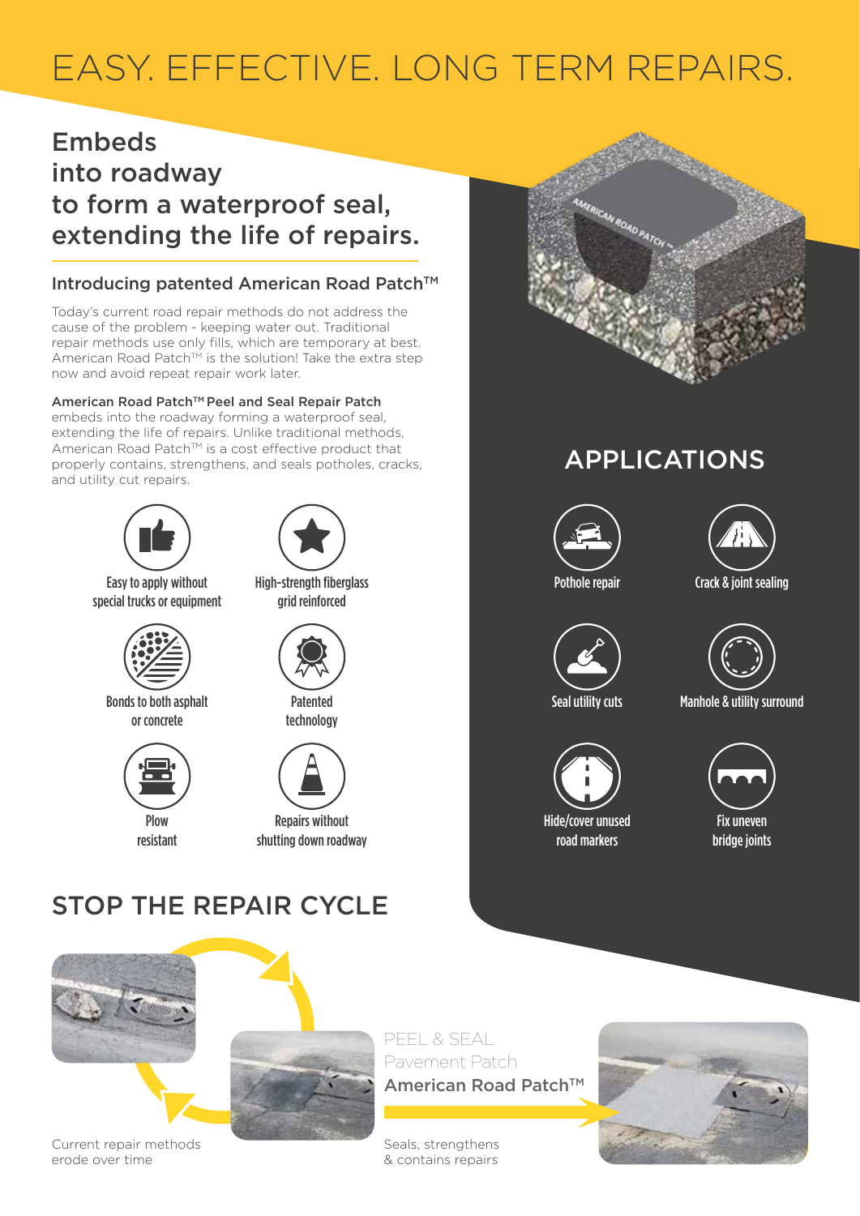# EASY. EFFECTIVE. LONG TERM REPAIRS.

## Embeds into roadway to form a waterproof seal, extending the life of repairs.

### Introducing patented American Road Patch™

Today's current road repair methods do not address the cause of the problem - keeping water out. Traditional repair methods use only fills, which are temporary at best. American Road Patch™ is the solution! Take the extra step now and avoid repeat repair work later.

**American Road Patch™ Peel and Seal Repair Patch** embeds into the roadway forming a waterproof seal, extending the life of repairs. Unlike traditional methods, American Road Patch™ is a cost effective product that properly contains, strengthens, and seals potholes, cracks, and utility cut repairs.

- Easy to apply without special trucks or equipment
- High-strength fiberglass grid reinforced
- Bonds to both asphalt or concrete
- Patented technology
- Plow resistant
- Repairs without shutting down roadway

## APPLICATIONS

- Pothole repair
- Crack & joint sealing
- Seal utility cuts
- Manhole & utility surround
- Hide/cover unused road markers
- Fix uneven bridge joints

## STOP THE REPAIR CYCLE

Current repair methods erode over time

PEEL & SEAL
Pavement Patch
American Road Patch™

Seals, strengthens & contains repairs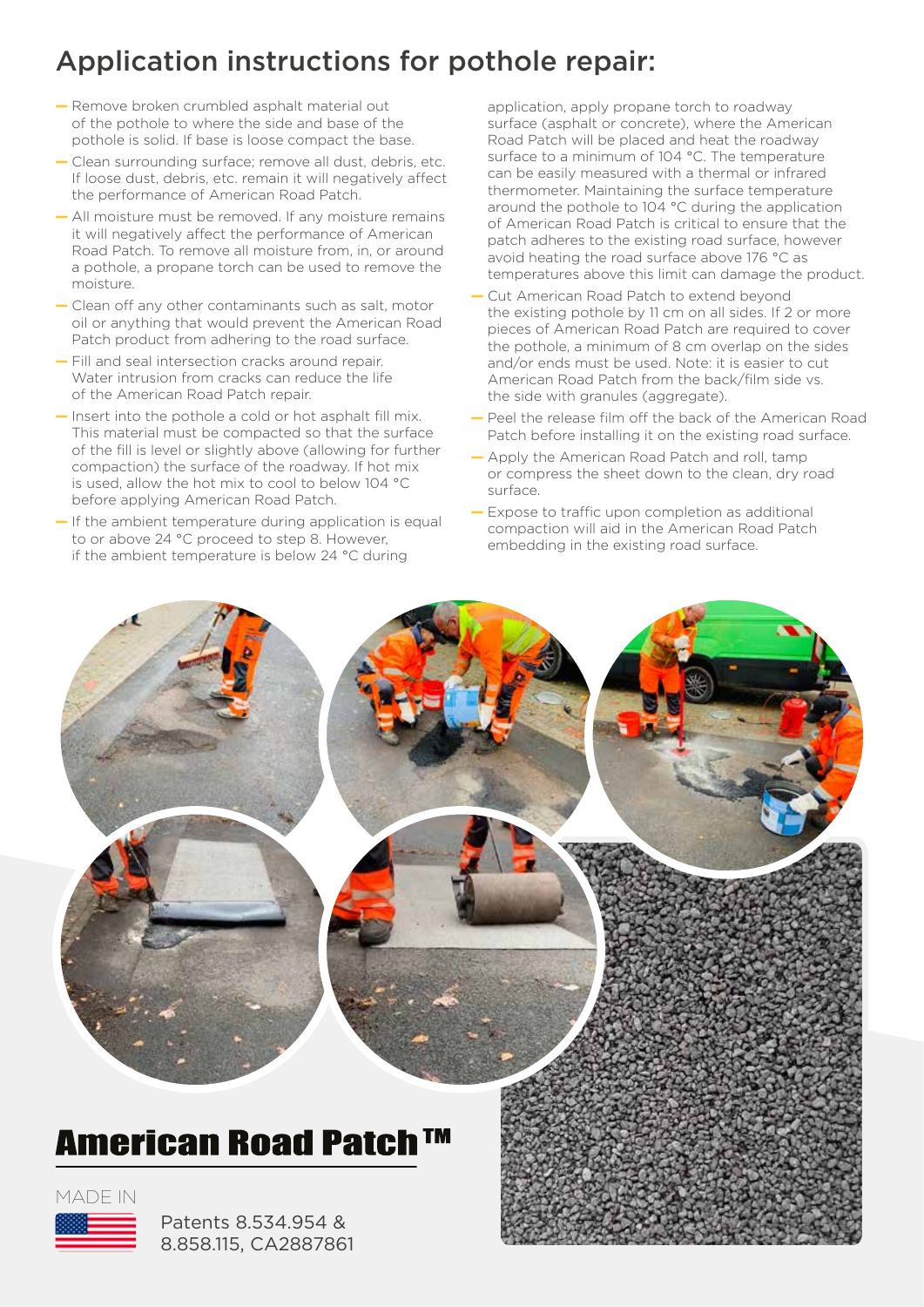# Application instructions for pothole repair:

- Remove broken crumbled asphalt material out of the pothole to where the side and base of the pothole is solid. If base is loose compact the base.
- Clean surrounding surface; remove all dust, debris, etc. If loose dust, debris, etc. remain it will negatively affect the performance of American Road Patch.
- All moisture must be removed. If any moisture remains it will negatively affect the performance of American Road Patch. To remove all moisture from, in, or around a pothole, a propane torch can be used to remove the moisture.
- Clean off any other contaminants such as salt, motor oil or anything that would prevent the American Road Patch product from adhering to the road surface.
- Fill and seal intersection cracks around repair. Water intrusion from cracks can reduce the life of the American Road Patch repair.
- Insert into the pothole a cold or hot asphalt fill mix. This material must be compacted so that the surface of the fill is level or slightly above (allowing for further compaction) the surface of the roadway. If hot mix is used, allow the hot mix to cool to below 104 °C before applying American Road Patch.
- If the ambient temperature during application is equal to or above 24 °C proceed to step 8. However, if the ambient temperature is below 24 °C during application, apply propane torch to roadway surface (asphalt or concrete), where the American Road Patch will be placed and heat the roadway surface to a minimum of 104 °C. The temperature can be easily measured with a thermal or infrared thermometer. Maintaining the surface temperature around the pothole to 104 °C during the application of American Road Patch is critical to ensure that the patch adheres to the existing road surface, however avoid heating the road surface above 176 °C as temperatures above this limit can damage the product.
- Cut American Road Patch to extend beyond the existing pothole by 11 cm on all sides. If 2 or more pieces of American Road Patch are required to cover the pothole, a minimum of 8 cm overlap on the sides and/or ends must be used. Note: it is easier to cut American Road Patch from the back/film side vs. the side with granules (aggregate).
- Peel the release film off the back of the American Road Patch before installing it on the existing road surface.
- Apply the American Road Patch and roll, tamp or compress the sheet down to the clean, dry road surface.
- Expose to traffic upon completion as additional compaction will aid in the American Road Patch embedding in the existing road surface.

## American Road Patch™

MADE IN

Patents 8.534.954 & 8.858.115, CA2887861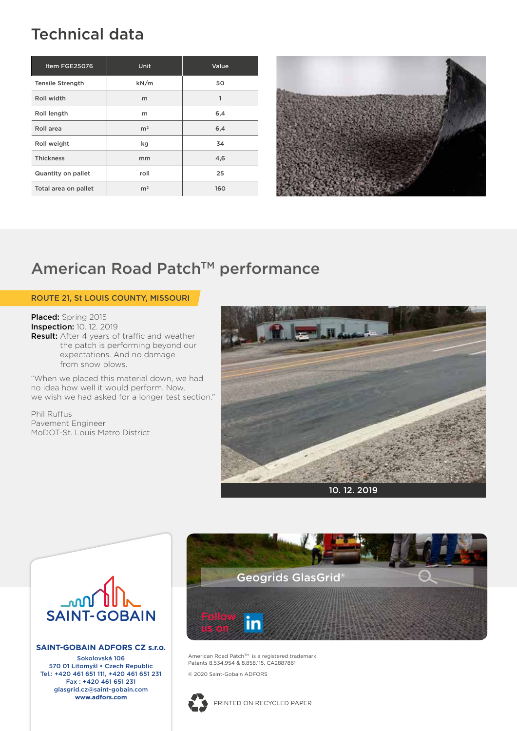# Technical data

| Item FGE25076 | Unit | Value |
|---|---|---|
| Tensile Strength | kN/m | 50 |
| Roll width | m | 1 |
| Roll length | m | 6,4 |
| Roll area | m² | 6,4 |
| Roll weight | kg | 34 |
| Thickness | mm | 4,6 |
| Quantity on pallet | roll | 25 |
| Total area on pallet | m² | 160 |

# American Road Patch™ performance

## ROUTE 21, St LOUIS COUNTY, MISSOURI

**Placed:** Spring 2015
**Inspection:** 10. 12. 2019
**Result:** After 4 years of traffic and weather the patch is performing beyond our expectations. And no damage from snow plows.

"When we placed this material down, we had no idea how well it would perform. Now, we wish we had asked for a longer test section."

Phil Ruffus
Pavement Engineer
MoDOT-St. Louis Metro District

10. 12. 2019

Geogrids GlasGrid®

Follow us on in

SAINT-GOBAIN

**SAINT-GOBAIN ADFORS CZ s.r.o.**
Sokolovská 106
570 01 Litomyšl • Czech Republic
Tel.: +420 461 651 111, +420 461 651 231
Fax : +420 461 651 231
glasgrid.cz@saint-gobain.com
**www.adfors.com**

American Road Patch™ is a registered trademark.
Patents 8.534.954 & 8.858.115, CA2887861

© 2020 Saint-Gobain ADFORS

PRINTED ON RECYCLED PAPER